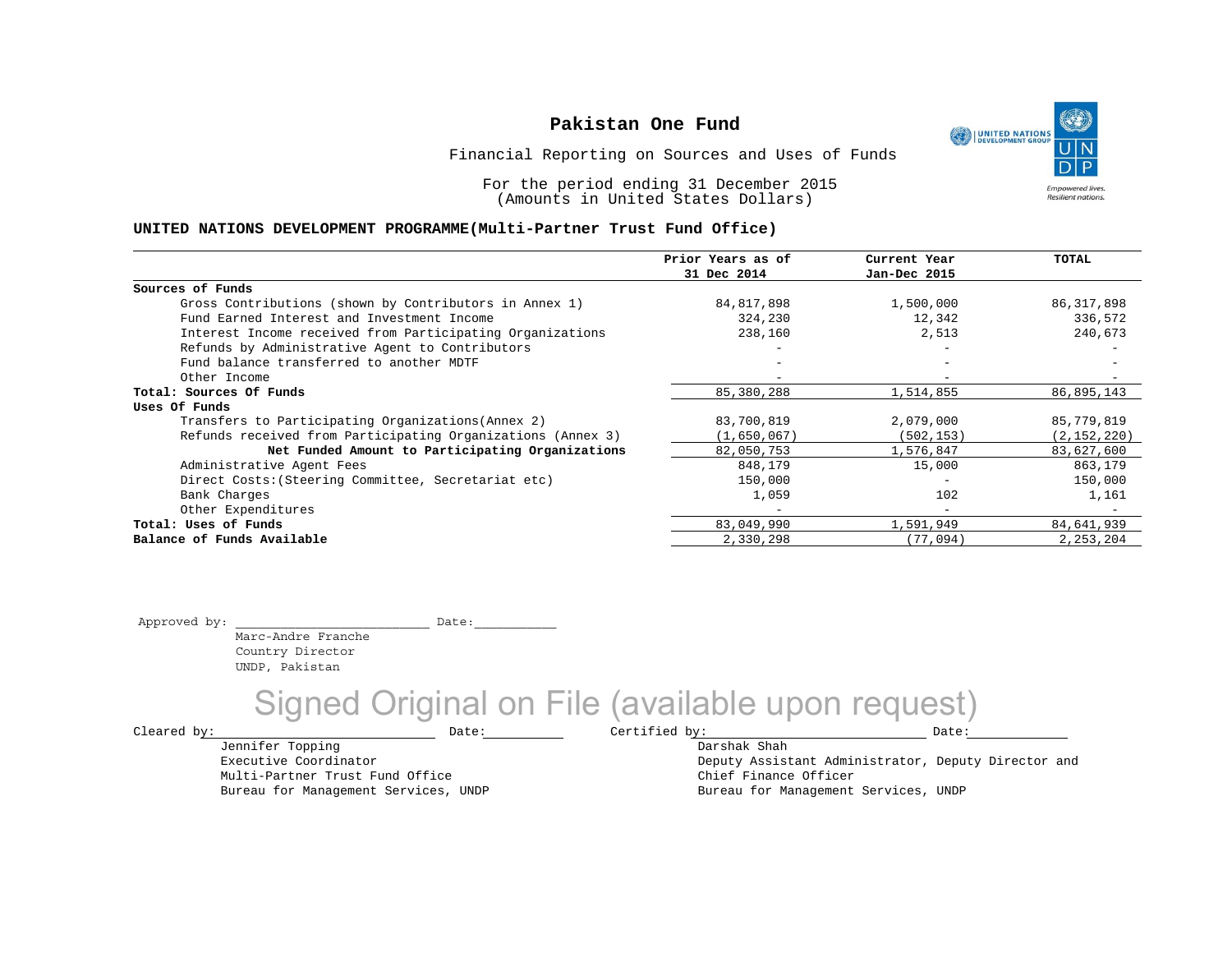# Pakistan One Fund

Financial Reporting on Sources and Uses of Funds

For the period ending 31 December 2015
(Amounts in United States Dollars)

## UNITED NATIONS DEVELOPMENT PROGRAMME(Multi-Partner Trust Fund Office)

| | Prior Years as of 31 Dec 2014 | Current Year Jan-Dec 2015 | TOTAL |
|---|---|---|---|
| **Sources of Funds** | | | |
| Gross Contributions (shown by Contributors in Annex 1) | 84,817,898 | 1,500,000 | 86,317,898 |
| Fund Earned Interest and Investment Income | 324,230 | 12,342 | 336,572 |
| Interest Income received from Participating Organizations | 238,160 | 2,513 | 240,673 |
| Refunds by Administrative Agent to Contributors | - | - | - |
| Fund balance transferred to another MDTF | - | - | - |
| Other Income | - | - | - |
| **Total: Sources Of Funds** | 85,380,288 | 1,514,855 | 86,895,143 |
| **Uses Of Funds** | | | |
| Transfers to Participating Organizations(Annex 2) | 83,700,819 | 2,079,000 | 85,779,819 |
| Refunds received from Participating Organizations (Annex 3) | (1,650,067) | (502,153) | (2,152,220) |
| **Net Funded Amount to Participating Organizations** | 82,050,753 | 1,576,847 | 83,627,600 |
| Administrative Agent Fees | 848,179 | 15,000 | 863,179 |
| Direct Costs:(Steering Committee, Secretariat etc) | 150,000 | - | 150,000 |
| Bank Charges | 1,059 | 102 | 1,161 |
| Other Expenditures | - | - | - |
| **Total: Uses of Funds** | 83,049,990 | 1,591,949 | 84,641,939 |
| **Balance of Funds Available** | 2,330,298 | (77,094) | 2,253,204 |

Approved by: ________________________ Date:___________
Marc-Andre Franche
Country Director
UNDP, Pakistan

Signed Original on File (available upon request)

Cleared by: ________________________ Date:__________
Jennifer Topping
Executive Coordinator
Multi-Partner Trust Fund Office
Bureau for Management Services, UNDP

Certified by: ________________________ Date:____________
Darshak Shah
Deputy Assistant Administrator, Deputy Director and Chief Finance Officer
Bureau for Management Services, UNDP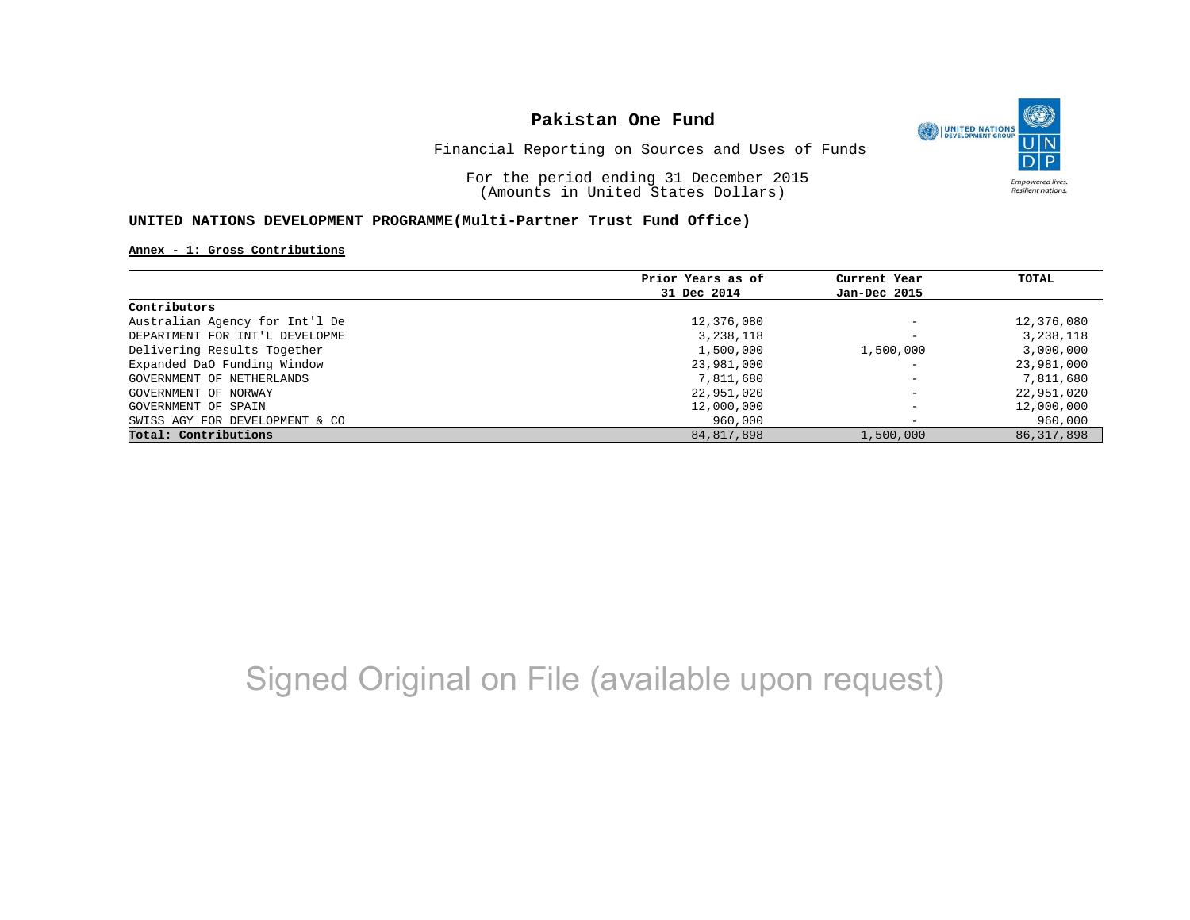# Pakistan One Fund

Financial Reporting on Sources and Uses of Funds

For the period ending 31 December 2015
(Amounts in United States Dollars)

**UNITED NATIONS DEVELOPMENT PROGRAMME(Multi-Partner Trust Fund Office)**

**Annex - 1: Gross Contributions**

| | Prior Years as of 31 Dec 2014 | Current Year Jan-Dec 2015 | TOTAL |
|---|---|---|---|
| **Contributors** | | | |
| Australian Agency for Int'l De | 12,376,080 | - | 12,376,080 |
| DEPARTMENT FOR INT'L DEVELOPME | 3,238,118 | - | 3,238,118 |
| Delivering Results Together | 1,500,000 | 1,500,000 | 3,000,000 |
| Expanded DaO Funding Window | 23,981,000 | - | 23,981,000 |
| GOVERNMENT OF NETHERLANDS | 7,811,680 | - | 7,811,680 |
| GOVERNMENT OF NORWAY | 22,951,020 | - | 22,951,020 |
| GOVERNMENT OF SPAIN | 12,000,000 | - | 12,000,000 |
| SWISS AGY FOR DEVELOPMENT & CO | 960,000 | - | 960,000 |
| **Total: Contributions** | 84,817,898 | 1,500,000 | 86,317,898 |

Signed Original on File (available upon request)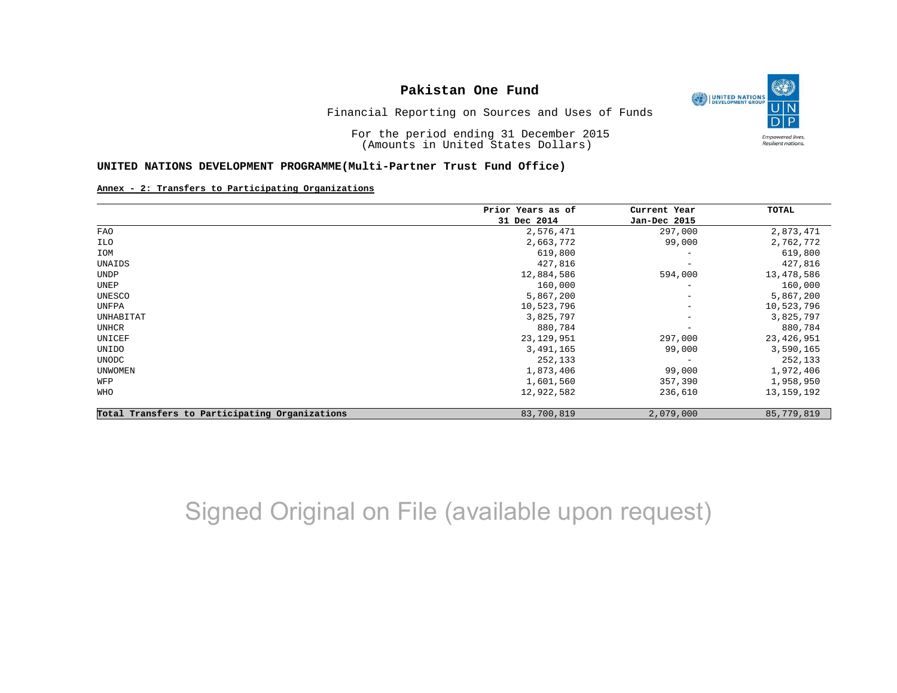# Pakistan One Fund

Financial Reporting on Sources and Uses of Funds

For the period ending 31 December 2015
(Amounts in United States Dollars)

**UNITED NATIONS DEVELOPMENT PROGRAMME(Multi-Partner Trust Fund Office)**

**Annex - 2: Transfers to Participating Organizations**

| | Prior Years as of 31 Dec 2014 | Current Year Jan-Dec 2015 | TOTAL |
|---|---|---|---|
| FAO | 2,576,471 | 297,000 | 2,873,471 |
| ILO | 2,663,772 | 99,000 | 2,762,772 |
| IOM | 619,800 | - | 619,800 |
| UNAIDS | 427,816 | - | 427,816 |
| UNDP | 12,884,586 | 594,000 | 13,478,586 |
| UNEP | 160,000 | - | 160,000 |
| UNESCO | 5,867,200 | - | 5,867,200 |
| UNFPA | 10,523,796 | - | 10,523,796 |
| UNHABITAT | 3,825,797 | - | 3,825,797 |
| UNHCR | 880,784 | - | 880,784 |
| UNICEF | 23,129,951 | 297,000 | 23,426,951 |
| UNIDO | 3,491,165 | 99,000 | 3,590,165 |
| UNODC | 252,133 | - | 252,133 |
| UNWOMEN | 1,873,406 | 99,000 | 1,972,406 |
| WFP | 1,601,560 | 357,390 | 1,958,950 |
| WHO | 12,922,582 | 236,610 | 13,159,192 |
| **Total Transfers to Participating Organizations** | 83,700,819 | 2,079,000 | 85,779,819 |

Signed Original on File (available upon request)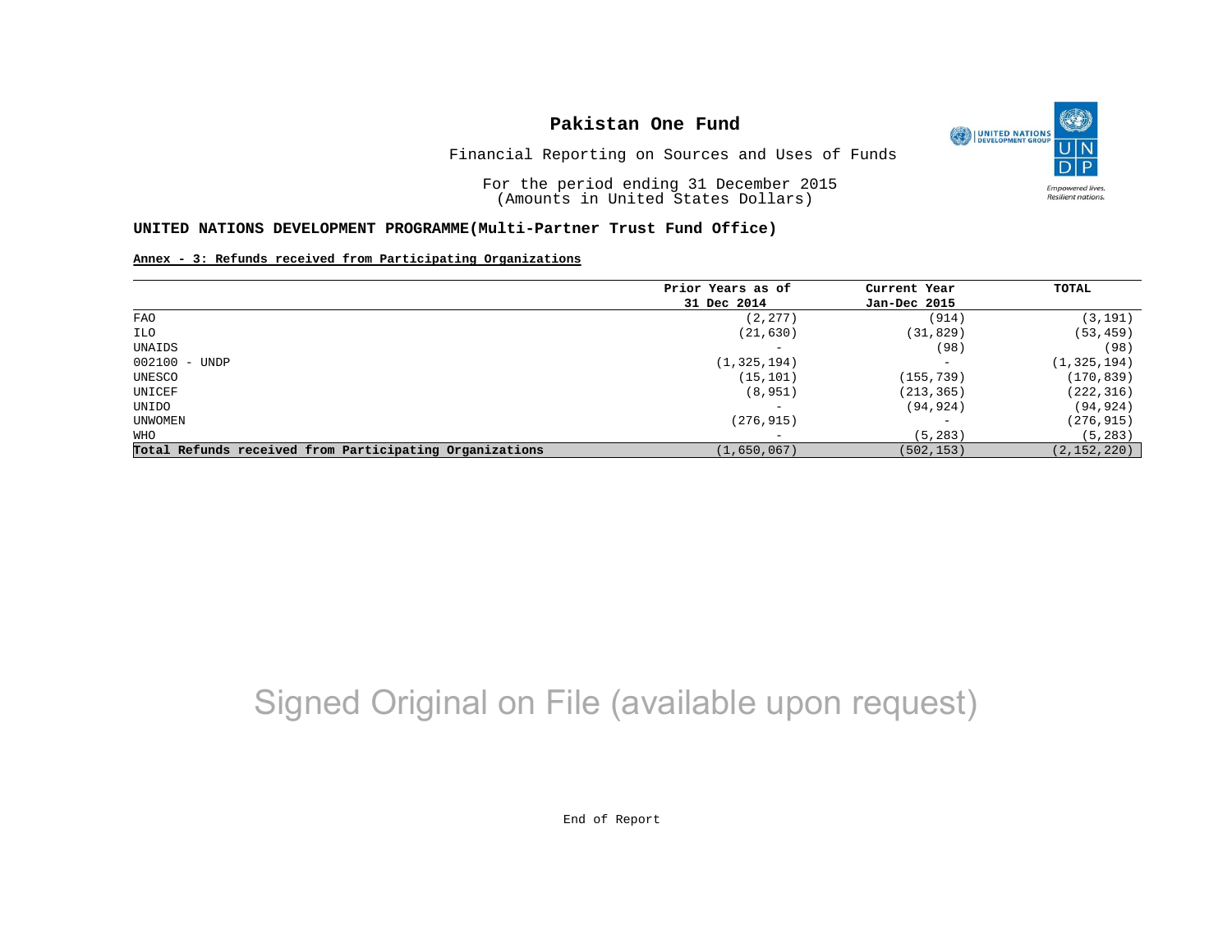# Pakistan One Fund

Financial Reporting on Sources and Uses of Funds

For the period ending 31 December 2015
(Amounts in United States Dollars)

**UNITED NATIONS DEVELOPMENT PROGRAMME(Multi-Partner Trust Fund Office)**

**Annex - 3: Refunds received from Participating Organizations**

| | Prior Years as of 31 Dec 2014 | Current Year Jan-Dec 2015 | TOTAL |
|---|---|---|---|
| FAO | (2,277) | (914) | (3,191) |
| ILO | (21,630) | (31,829) | (53,459) |
| UNAIDS | - | (98) | (98) |
| 002100 - UNDP | (1,325,194) | - | (1,325,194) |
| UNESCO | (15,101) | (155,739) | (170,839) |
| UNICEF | (8,951) | (213,365) | (222,316) |
| UNIDO | - | (94,924) | (94,924) |
| UNWOMEN | (276,915) | - | (276,915) |
| WHO | - | (5,283) | (5,283) |
| **Total Refunds received from Participating Organizations** | (1,650,067) | (502,153) | (2,152,220) |

Signed Original on File (available upon request)

End of Report